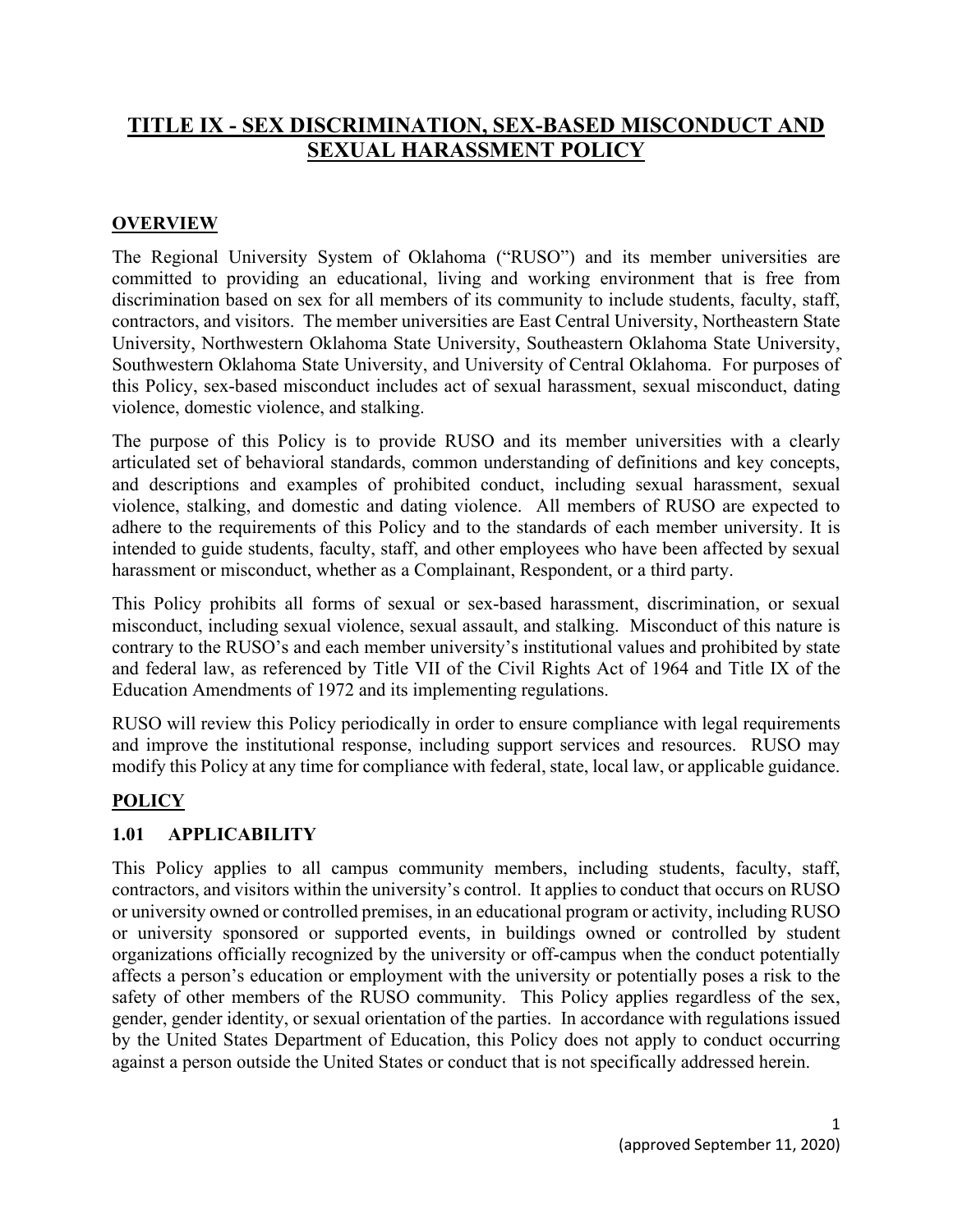# TITLE IX - SEX DISCRIMINATION, SEX-BASED MISCONDUCT AND SEXUAL HARASSMENT POLICY

## OVERVIEW

The Regional University System of Oklahoma ("RUSO") and its member universities are committed to providing an educational, living and working environment that is free from discrimination based on sex for all members of its community to include students, faculty, staff, contractors, and visitors. The member universities are East Central University, Northeastern State University, Northwestern Oklahoma State University, Southeastern Oklahoma State University, Southwestern Oklahoma State University, and University of Central Oklahoma. For purposes of this Policy, sex-based misconduct includes act of sexual harassment, sexual misconduct, dating violence, domestic violence, and stalking.

The purpose of this Policy is to provide RUSO and its member universities with a clearly articulated set of behavioral standards, common understanding of definitions and key concepts, and descriptions and examples of prohibited conduct, including sexual harassment, sexual violence, stalking, and domestic and dating violence. All members of RUSO are expected to adhere to the requirements of this Policy and to the standards of each member university. It is intended to guide students, faculty, staff, and other employees who have been affected by sexual harassment or misconduct, whether as a Complainant, Respondent, or a third party.

This Policy prohibits all forms of sexual or sex-based harassment, discrimination, or sexual misconduct, including sexual violence, sexual assault, and stalking. Misconduct of this nature is contrary to the RUSO's and each member university's institutional values and prohibited by state and federal law, as referenced by Title VII of the Civil Rights Act of 1964 and Title IX of the Education Amendments of 1972 and its implementing regulations.

RUSO will review this Policy periodically in order to ensure compliance with legal requirements and improve the institutional response, including support services and resources. RUSO may modify this Policy at any time for compliance with federal, state, local law, or applicable guidance.

## POLICY

### 1.01 APPLICABILITY

This Policy applies to all campus community members, including students, faculty, staff, contractors, and visitors within the university's control. It applies to conduct that occurs on RUSO or university owned or controlled premises, in an educational program or activity, including RUSO or university sponsored or supported events, in buildings owned or controlled by student organizations officially recognized by the university or off-campus when the conduct potentially affects a person's education or employment with the university or potentially poses a risk to the safety of other members of the RUSO community. This Policy applies regardless of the sex, gender, gender identity, or sexual orientation of the parties. In accordance with regulations issued by the United States Department of Education, this Policy does not apply to conduct occurring against a person outside the United States or conduct that is not specifically addressed herein.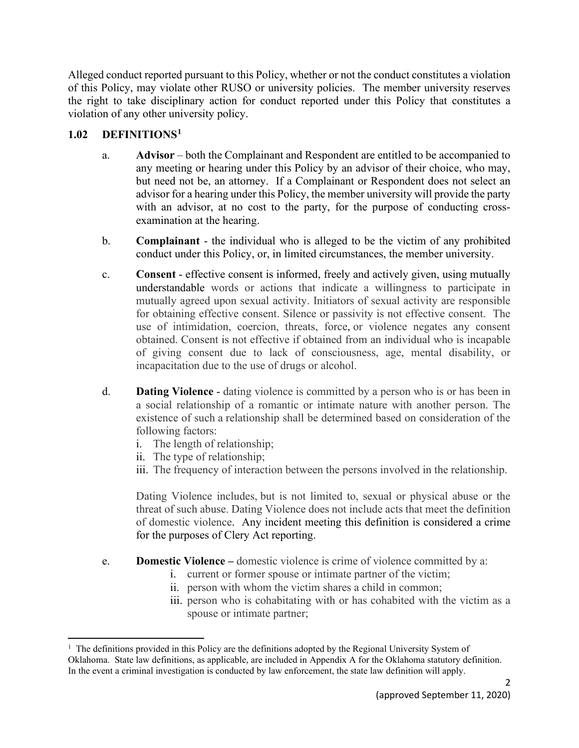Alleged conduct reported pursuant to this Policy, whether or not the conduct constitutes a violation of this Policy, may violate other RUSO or university policies. The member university reserves the right to take disciplinary action for conduct reported under this Policy that constitutes a violation of any other university policy.

## 1.02 DEFINITIONS[1]

a. **Advisor** – both the Complainant and Respondent are entitled to be accompanied to any meeting or hearing under this Policy by an advisor of their choice, who may, but need not be, an attorney. If a Complainant or Respondent does not select an advisor for a hearing under this Policy, the member university will provide the party with an advisor, at no cost to the party, for the purpose of conducting cross-examination at the hearing.

b. **Complainant** - the individual who is alleged to be the victim of any prohibited conduct under this Policy, or, in limited circumstances, the member university.

c. **Consent** - effective consent is informed, freely and actively given, using mutually understandable words or actions that indicate a willingness to participate in mutually agreed upon sexual activity. Initiators of sexual activity are responsible for obtaining effective consent. Silence or passivity is not effective consent. The use of intimidation, coercion, threats, force, or violence negates any consent obtained. Consent is not effective if obtained from an individual who is incapable of giving consent due to lack of consciousness, age, mental disability, or incapacitation due to the use of drugs or alcohol.

d. **Dating Violence** - dating violence is committed by a person who is or has been in a social relationship of a romantic or intimate nature with another person. The existence of such a relationship shall be determined based on consideration of the following factors:
   i. The length of relationship;
   ii. The type of relationship;
   iii. The frequency of interaction between the persons involved in the relationship.

   Dating Violence includes, but is not limited to, sexual or physical abuse or the threat of such abuse. Dating Violence does not include acts that meet the definition of domestic violence. Any incident meeting this definition is considered a crime for the purposes of Clery Act reporting.

e. **Domestic Violence –** domestic violence is crime of violence committed by a:
   i. current or former spouse or intimate partner of the victim;
   ii. person with whom the victim shares a child in common;
   iii. person who is cohabitating with or has cohabited with the victim as a spouse or intimate partner;

[1] The definitions provided in this Policy are the definitions adopted by the Regional University System of Oklahoma. State law definitions, as applicable, are included in Appendix A for the Oklahoma statutory definition. In the event a criminal investigation is conducted by law enforcement, the state law definition will apply.

(approved September 11, 2020)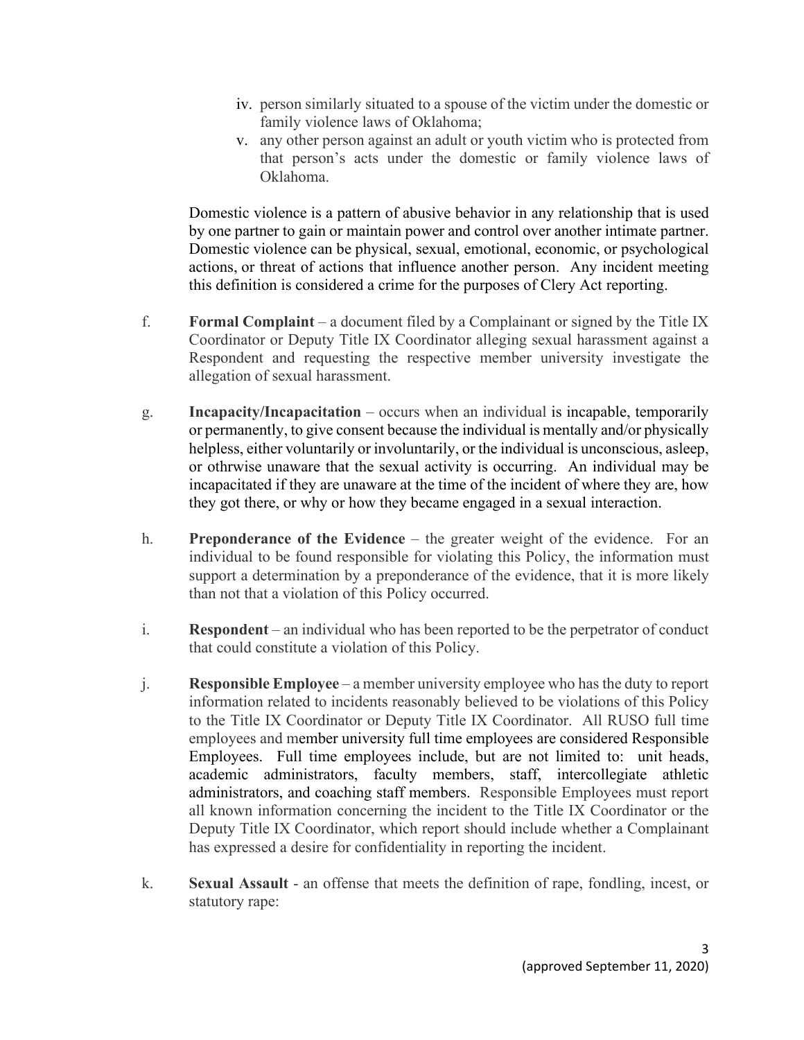iv. person similarly situated to a spouse of the victim under the domestic or family violence laws of Oklahoma;

v. any other person against an adult or youth victim who is protected from that person's acts under the domestic or family violence laws of Oklahoma.

Domestic violence is a pattern of abusive behavior in any relationship that is used by one partner to gain or maintain power and control over another intimate partner. Domestic violence can be physical, sexual, emotional, economic, or psychological actions, or threat of actions that influence another person. Any incident meeting this definition is considered a crime for the purposes of Clery Act reporting.

f. **Formal Complaint** – a document filed by a Complainant or signed by the Title IX Coordinator or Deputy Title IX Coordinator alleging sexual harassment against a Respondent and requesting the respective member university investigate the allegation of sexual harassment.

g. **Incapacity/Incapacitation** – occurs when an individual is incapable, temporarily or permanently, to give consent because the individual is mentally and/or physically helpless, either voluntarily or involuntarily, or the individual is unconscious, asleep, or othrwise unaware that the sexual activity is occurring. An individual may be incapacitated if they are unaware at the time of the incident of where they are, how they got there, or why or how they became engaged in a sexual interaction.

h. **Preponderance of the Evidence** – the greater weight of the evidence. For an individual to be found responsible for violating this Policy, the information must support a determination by a preponderance of the evidence, that it is more likely than not that a violation of this Policy occurred.

i. **Respondent** – an individual who has been reported to be the perpetrator of conduct that could constitute a violation of this Policy.

j. **Responsible Employee** – a member university employee who has the duty to report information related to incidents reasonably believed to be violations of this Policy to the Title IX Coordinator or Deputy Title IX Coordinator. All RUSO full time employees and member university full time employees are considered Responsible Employees. Full time employees include, but are not limited to: unit heads, academic administrators, faculty members, staff, intercollegiate athletic administrators, and coaching staff members. Responsible Employees must report all known information concerning the incident to the Title IX Coordinator or the Deputy Title IX Coordinator, which report should include whether a Complainant has expressed a desire for confidentiality in reporting the incident.

k. **Sexual Assault** - an offense that meets the definition of rape, fondling, incest, or statutory rape: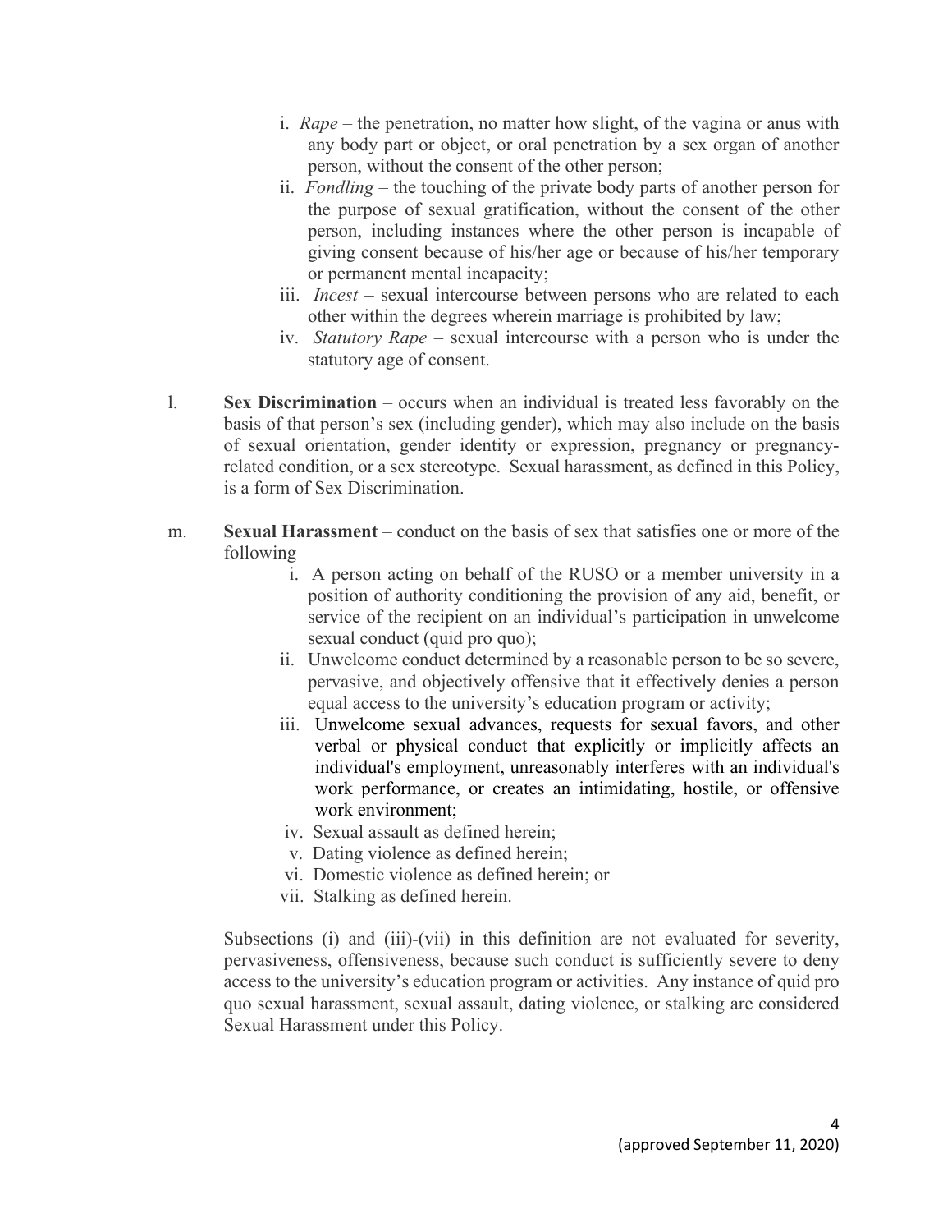i. *Rape* – the penetration, no matter how slight, of the vagina or anus with any body part or object, or oral penetration by a sex organ of another person, without the consent of the other person;
   ii. *Fondling* – the touching of the private body parts of another person for the purpose of sexual gratification, without the consent of the other person, including instances where the other person is incapable of giving consent because of his/her age or because of his/her temporary or permanent mental incapacity;
   iii. *Incest* – sexual intercourse between persons who are related to each other within the degrees wherein marriage is prohibited by law;
   iv. *Statutory Rape* – sexual intercourse with a person who is under the statutory age of consent.

l. **Sex Discrimination** – occurs when an individual is treated less favorably on the basis of that person's sex (including gender), which may also include on the basis of sexual orientation, gender identity or expression, pregnancy or pregnancy-related condition, or a sex stereotype. Sexual harassment, as defined in this Policy, is a form of Sex Discrimination.

m. **Sexual Harassment** – conduct on the basis of sex that satisfies one or more of the following
   i. A person acting on behalf of the RUSO or a member university in a position of authority conditioning the provision of any aid, benefit, or service of the recipient on an individual's participation in unwelcome sexual conduct (quid pro quo);
   ii. Unwelcome conduct determined by a reasonable person to be so severe, pervasive, and objectively offensive that it effectively denies a person equal access to the university's education program or activity;
   iii. Unwelcome sexual advances, requests for sexual favors, and other verbal or physical conduct that explicitly or implicitly affects an individual's employment, unreasonably interferes with an individual's work performance, or creates an intimidating, hostile, or offensive work environment;
   iv. Sexual assault as defined herein;
   v. Dating violence as defined herein;
   vi. Domestic violence as defined herein; or
   vii. Stalking as defined herein.

   Subsections (i) and (iii)-(vii) in this definition are not evaluated for severity, pervasiveness, offensiveness, because such conduct is sufficiently severe to deny access to the university's education program or activities. Any instance of quid pro quo sexual harassment, sexual assault, dating violence, or stalking are considered Sexual Harassment under this Policy.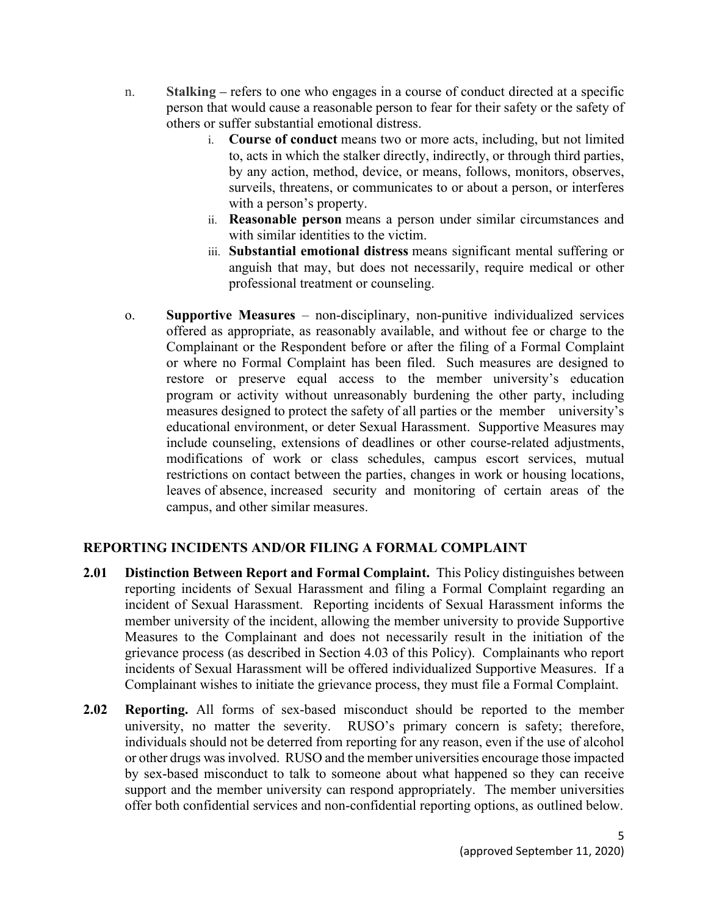n. **Stalking** – refers to one who engages in a course of conduct directed at a specific person that would cause a reasonable person to fear for their safety or the safety of others or suffer substantial emotional distress.

   i. **Course of conduct** means two or more acts, including, but not limited to, acts in which the stalker directly, indirectly, or through third parties, by any action, method, device, or means, follows, monitors, observes, surveils, threatens, or communicates to or about a person, or interferes with a person's property.

   ii. **Reasonable person** means a person under similar circumstances and with similar identities to the victim.

   iii. **Substantial emotional distress** means significant mental suffering or anguish that may, but does not necessarily, require medical or other professional treatment or counseling.

o. **Supportive Measures** – non-disciplinary, non-punitive individualized services offered as appropriate, as reasonably available, and without fee or charge to the Complainant or the Respondent before or after the filing of a Formal Complaint or where no Formal Complaint has been filed. Such measures are designed to restore or preserve equal access to the member university's education program or activity without unreasonably burdening the other party, including measures designed to protect the safety of all parties or the member university's educational environment, or deter Sexual Harassment. Supportive Measures may include counseling, extensions of deadlines or other course-related adjustments, modifications of work or class schedules, campus escort services, mutual restrictions on contact between the parties, changes in work or housing locations, leaves of absence, increased security and monitoring of certain areas of the campus, and other similar measures.

## REPORTING INCIDENTS AND/OR FILING A FORMAL COMPLAINT

**2.01 Distinction Between Report and Formal Complaint.** This Policy distinguishes between reporting incidents of Sexual Harassment and filing a Formal Complaint regarding an incident of Sexual Harassment. Reporting incidents of Sexual Harassment informs the member university of the incident, allowing the member university to provide Supportive Measures to the Complainant and does not necessarily result in the initiation of the grievance process (as described in Section 4.03 of this Policy). Complainants who report incidents of Sexual Harassment will be offered individualized Supportive Measures. If a Complainant wishes to initiate the grievance process, they must file a Formal Complaint.

**2.02 Reporting.** All forms of sex-based misconduct should be reported to the member university, no matter the severity. RUSO's primary concern is safety; therefore, individuals should not be deterred from reporting for any reason, even if the use of alcohol or other drugs was involved. RUSO and the member universities encourage those impacted by sex-based misconduct to talk to someone about what happened so they can receive support and the member university can respond appropriately. The member universities offer both confidential services and non-confidential reporting options, as outlined below.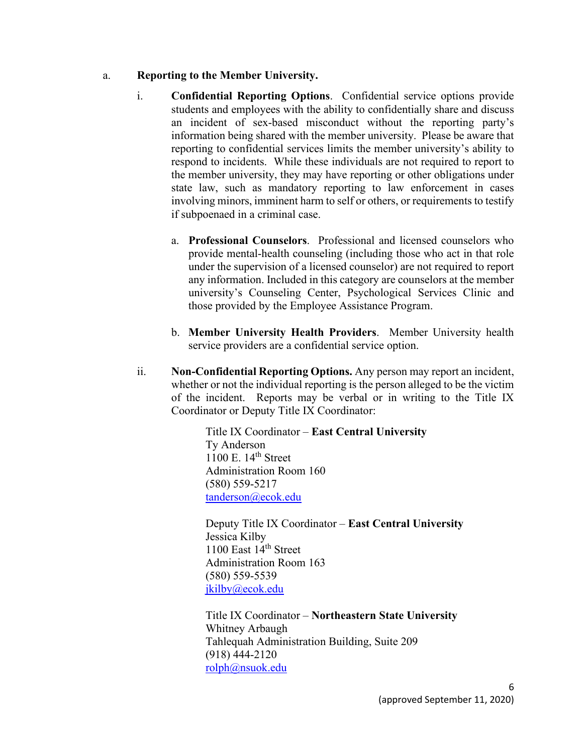a. **Reporting to the Member University.**

i. **Confidential Reporting Options**. Confidential service options provide students and employees with the ability to confidentially share and discuss an incident of sex-based misconduct without the reporting party's information being shared with the member university. Please be aware that reporting to confidential services limits the member university's ability to respond to incidents. While these individuals are not required to report to the member university, they may have reporting or other obligations under state law, such as mandatory reporting to law enforcement in cases involving minors, imminent harm to self or others, or requirements to testify if subpoenaed in a criminal case.

a. **Professional Counselors**. Professional and licensed counselors who provide mental-health counseling (including those who act in that role under the supervision of a licensed counselor) are not required to report any information. Included in this category are counselors at the member university's Counseling Center, Psychological Services Clinic and those provided by the Employee Assistance Program.

b. **Member University Health Providers**. Member University health service providers are a confidential service option.

ii. **Non-Confidential Reporting Options.** Any person may report an incident, whether or not the individual reporting is the person alleged to be the victim of the incident. Reports may be verbal or in writing to the Title IX Coordinator or Deputy Title IX Coordinator:

Title IX Coordinator – **East Central University**
Ty Anderson
1100 E. 14th Street
Administration Room 160
(580) 559-5217
tanderson@ecok.edu

Deputy Title IX Coordinator – **East Central University**
Jessica Kilby
1100 East 14th Street
Administration Room 163
(580) 559-5539
jkilby@ecok.edu

Title IX Coordinator – **Northeastern State University**
Whitney Arbaugh
Tahlequah Administration Building, Suite 209
(918) 444-2120
rolph@nsuok.edu

(approved September 11, 2020)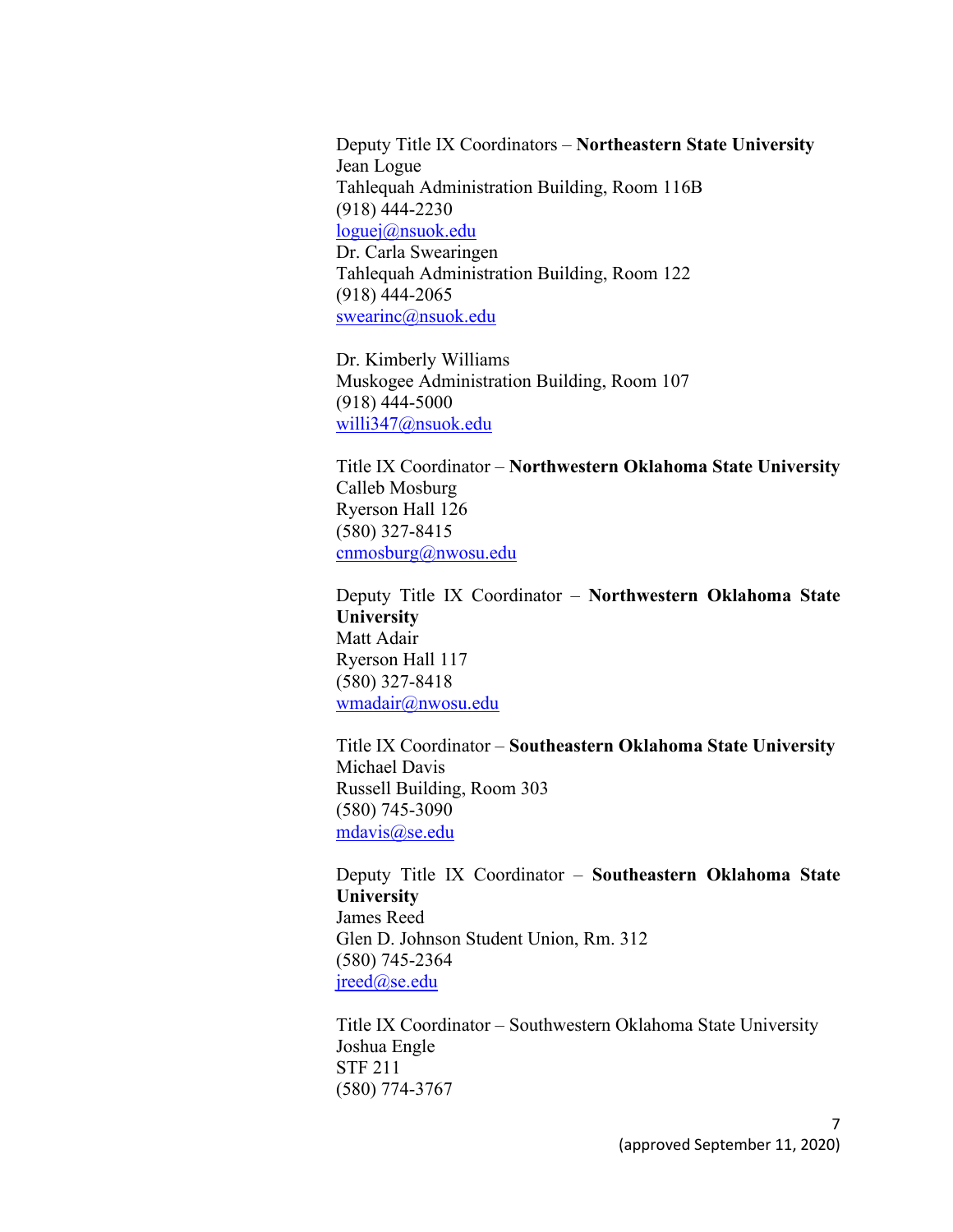Deputy Title IX Coordinators – **Northeastern State University**
Jean Logue
Tahlequah Administration Building, Room 116B
(918) 444-2230
loguej@nsuok.edu
Dr. Carla Swearingen
Tahlequah Administration Building, Room 122
(918) 444-2065
swearinc@nsuok.edu

Dr. Kimberly Williams
Muskogee Administration Building, Room 107
(918) 444-5000
willi347@nsuok.edu

Title IX Coordinator – **Northwestern Oklahoma State University**
Calleb Mosburg
Ryerson Hall 126
(580) 327-8415
cnmosburg@nwosu.edu

Deputy Title IX Coordinator – **Northwestern Oklahoma State University**
Matt Adair
Ryerson Hall 117
(580) 327-8418
wmadair@nwosu.edu

Title IX Coordinator – **Southeastern Oklahoma State University**
Michael Davis
Russell Building, Room 303
(580) 745-3090
mdavis@se.edu

Deputy Title IX Coordinator – **Southeastern Oklahoma State University**
James Reed
Glen D. Johnson Student Union, Rm. 312
(580) 745-2364
jreed@se.edu

Title IX Coordinator – Southwestern Oklahoma State University
Joshua Engle
STF 211
(580) 774-3767

(approved September 11, 2020)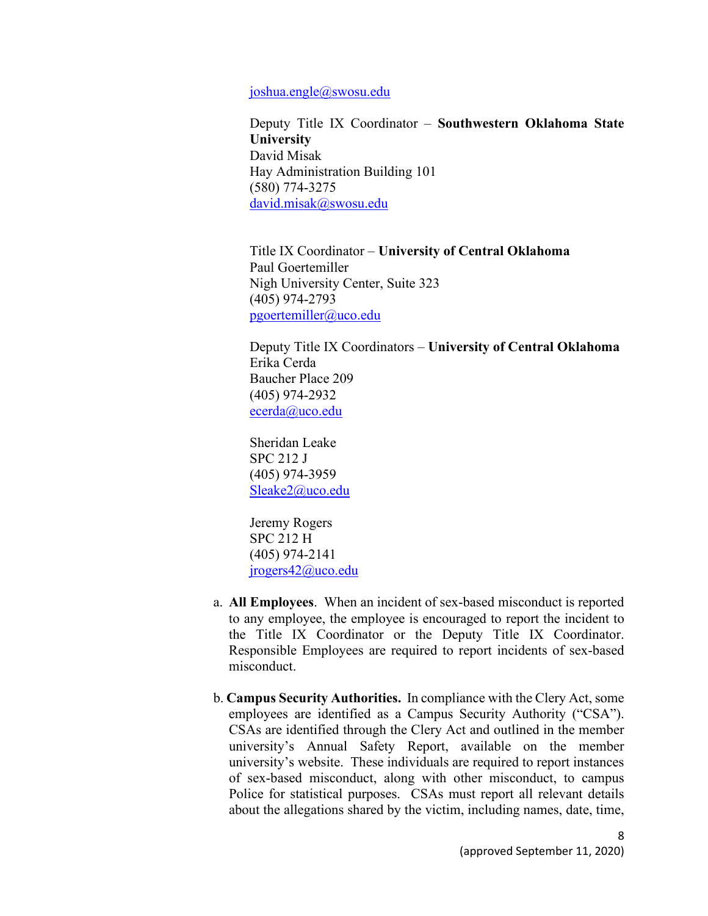joshua.engle@swosu.edu

Deputy Title IX Coordinator – **Southwestern Oklahoma State University**
David Misak
Hay Administration Building 101
(580) 774-3275
david.misak@swosu.edu

Title IX Coordinator – **University of Central Oklahoma**
Paul Goertemiller
Nigh University Center, Suite 323
(405) 974-2793
pgoertemiller@uco.edu

Deputy Title IX Coordinators – **University of Central Oklahoma**
Erika Cerda
Baucher Place 209
(405) 974-2932
ecerda@uco.edu

Sheridan Leake
SPC 212 J
(405) 974-3959
Sleake2@uco.edu

Jeremy Rogers
SPC 212 H
(405) 974-2141
jrogers42@uco.edu

a. **All Employees**. When an incident of sex-based misconduct is reported to any employee, the employee is encouraged to report the incident to the Title IX Coordinator or the Deputy Title IX Coordinator. Responsible Employees are required to report incidents of sex-based misconduct.

b. **Campus Security Authorities.** In compliance with the Clery Act, some employees are identified as a Campus Security Authority ("CSA"). CSAs are identified through the Clery Act and outlined in the member university's Annual Safety Report, available on the member university's website. These individuals are required to report instances of sex-based misconduct, along with other misconduct, to campus Police for statistical purposes. CSAs must report all relevant details about the allegations shared by the victim, including names, date, time,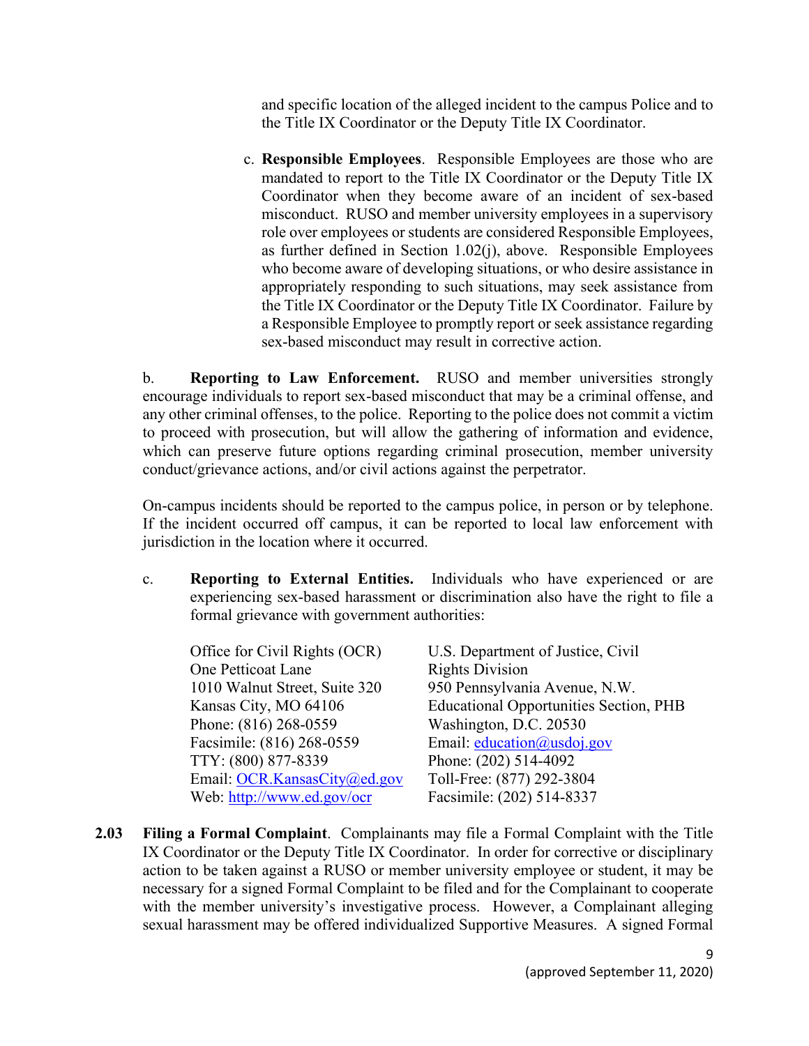and specific location of the alleged incident to the campus Police and to the Title IX Coordinator or the Deputy Title IX Coordinator.

c. **Responsible Employees**. Responsible Employees are those who are mandated to report to the Title IX Coordinator or the Deputy Title IX Coordinator when they become aware of an incident of sex-based misconduct. RUSO and member university employees in a supervisory role over employees or students are considered Responsible Employees, as further defined in Section 1.02(j), above. Responsible Employees who become aware of developing situations, or who desire assistance in appropriately responding to such situations, may seek assistance from the Title IX Coordinator or the Deputy Title IX Coordinator. Failure by a Responsible Employee to promptly report or seek assistance regarding sex-based misconduct may result in corrective action.

b. **Reporting to Law Enforcement.** RUSO and member universities strongly encourage individuals to report sex-based misconduct that may be a criminal offense, and any other criminal offenses, to the police. Reporting to the police does not commit a victim to proceed with prosecution, but will allow the gathering of information and evidence, which can preserve future options regarding criminal prosecution, member university conduct/grievance actions, and/or civil actions against the perpetrator.

On-campus incidents should be reported to the campus police, in person or by telephone. If the incident occurred off campus, it can be reported to local law enforcement with jurisdiction in the location where it occurred.

c. **Reporting to External Entities.** Individuals who have experienced or are experiencing sex-based harassment or discrimination also have the right to file a formal grievance with government authorities:

Office for Civil Rights (OCR)
One Petticoat Lane
1010 Walnut Street, Suite 320
Kansas City, MO 64106
Phone: (816) 268-0559
Facsimile: (816) 268-0559
TTY: (800) 877-8339
Email: OCR.KansasCity@ed.gov
Web: http://www.ed.gov/ocr

U.S. Department of Justice, Civil Rights Division
950 Pennsylvania Avenue, N.W.
Educational Opportunities Section, PHB
Washington, D.C. 20530
Email: education@usdoj.gov
Phone: (202) 514-4092
Toll-Free: (877) 292-3804
Facsimile: (202) 514-8337

**2.03 Filing a Formal Complaint**. Complainants may file a Formal Complaint with the Title IX Coordinator or the Deputy Title IX Coordinator. In order for corrective or disciplinary action to be taken against a RUSO or member university employee or student, it may be necessary for a signed Formal Complaint to be filed and for the Complainant to cooperate with the member university's investigative process. However, a Complainant alleging sexual harassment may be offered individualized Supportive Measures. A signed Formal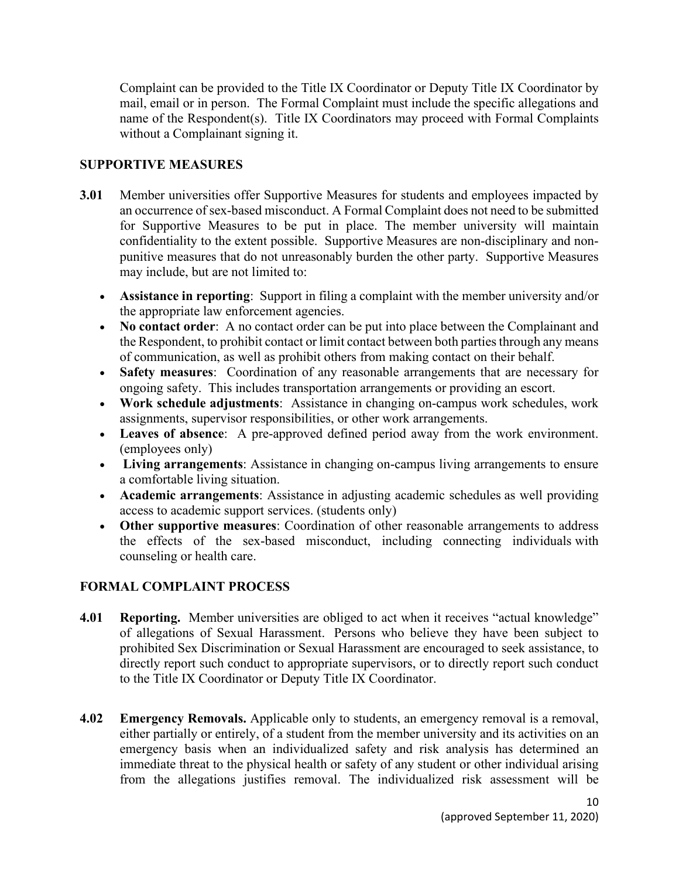Complaint can be provided to the Title IX Coordinator or Deputy Title IX Coordinator by mail, email or in person. The Formal Complaint must include the specific allegations and name of the Respondent(s). Title IX Coordinators may proceed with Formal Complaints without a Complainant signing it.

## SUPPORTIVE MEASURES

**3.01** Member universities offer Supportive Measures for students and employees impacted by an occurrence of sex-based misconduct. A Formal Complaint does not need to be submitted for Supportive Measures to be put in place. The member university will maintain confidentiality to the extent possible. Supportive Measures are non-disciplinary and non-punitive measures that do not unreasonably burden the other party. Supportive Measures may include, but are not limited to:

- **Assistance in reporting**: Support in filing a complaint with the member university and/or the appropriate law enforcement agencies.
- **No contact order**: A no contact order can be put into place between the Complainant and the Respondent, to prohibit contact or limit contact between both parties through any means of communication, as well as prohibit others from making contact on their behalf.
- **Safety measures**: Coordination of any reasonable arrangements that are necessary for ongoing safety. This includes transportation arrangements or providing an escort.
- **Work schedule adjustments**: Assistance in changing on-campus work schedules, work assignments, supervisor responsibilities, or other work arrangements.
- **Leaves of absence**: A pre-approved defined period away from the work environment. (employees only)
- **Living arrangements**: Assistance in changing on-campus living arrangements to ensure a comfortable living situation.
- **Academic arrangements**: Assistance in adjusting academic schedules as well providing access to academic support services. (students only)
- **Other supportive measures**: Coordination of other reasonable arrangements to address the effects of the sex-based misconduct, including connecting individuals with counseling or health care.

## FORMAL COMPLAINT PROCESS

**4.01** **Reporting.** Member universities are obliged to act when it receives "actual knowledge" of allegations of Sexual Harassment. Persons who believe they have been subject to prohibited Sex Discrimination or Sexual Harassment are encouraged to seek assistance, to directly report such conduct to appropriate supervisors, or to directly report such conduct to the Title IX Coordinator or Deputy Title IX Coordinator.

**4.02** **Emergency Removals.** Applicable only to students, an emergency removal is a removal, either partially or entirely, of a student from the member university and its activities on an emergency basis when an individualized safety and risk analysis has determined an immediate threat to the physical health or safety of any student or other individual arising from the allegations justifies removal. The individualized risk assessment will be

(approved September 11, 2020)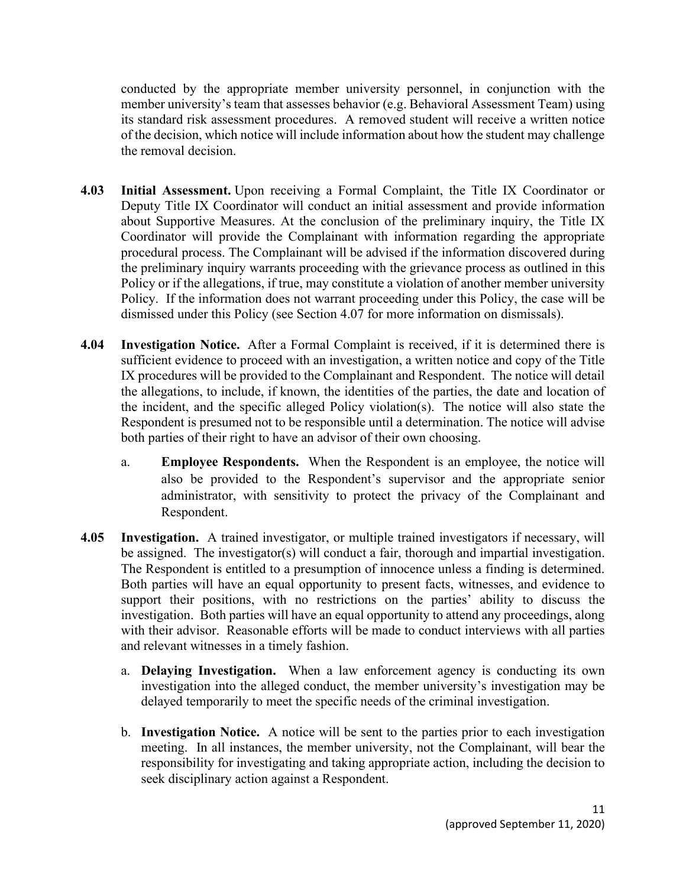conducted by the appropriate member university personnel, in conjunction with the member university's team that assesses behavior (e.g. Behavioral Assessment Team) using its standard risk assessment procedures. A removed student will receive a written notice of the decision, which notice will include information about how the student may challenge the removal decision.

**4.03 Initial Assessment.** Upon receiving a Formal Complaint, the Title IX Coordinator or Deputy Title IX Coordinator will conduct an initial assessment and provide information about Supportive Measures. At the conclusion of the preliminary inquiry, the Title IX Coordinator will provide the Complainant with information regarding the appropriate procedural process. The Complainant will be advised if the information discovered during the preliminary inquiry warrants proceeding with the grievance process as outlined in this Policy or if the allegations, if true, may constitute a violation of another member university Policy. If the information does not warrant proceeding under this Policy, the case will be dismissed under this Policy (see Section 4.07 for more information on dismissals).

**4.04 Investigation Notice.** After a Formal Complaint is received, if it is determined there is sufficient evidence to proceed with an investigation, a written notice and copy of the Title IX procedures will be provided to the Complainant and Respondent. The notice will detail the allegations, to include, if known, the identities of the parties, the date and location of the incident, and the specific alleged Policy violation(s). The notice will also state the Respondent is presumed not to be responsible until a determination. The notice will advise both parties of their right to have an advisor of their own choosing.

a. **Employee Respondents.** When the Respondent is an employee, the notice will also be provided to the Respondent's supervisor and the appropriate senior administrator, with sensitivity to protect the privacy of the Complainant and Respondent.

**4.05 Investigation.** A trained investigator, or multiple trained investigators if necessary, will be assigned. The investigator(s) will conduct a fair, thorough and impartial investigation. The Respondent is entitled to a presumption of innocence unless a finding is determined. Both parties will have an equal opportunity to present facts, witnesses, and evidence to support their positions, with no restrictions on the parties' ability to discuss the investigation. Both parties will have an equal opportunity to attend any proceedings, along with their advisor. Reasonable efforts will be made to conduct interviews with all parties and relevant witnesses in a timely fashion.

a. **Delaying Investigation.** When a law enforcement agency is conducting its own investigation into the alleged conduct, the member university's investigation may be delayed temporarily to meet the specific needs of the criminal investigation.

b. **Investigation Notice.** A notice will be sent to the parties prior to each investigation meeting. In all instances, the member university, not the Complainant, will bear the responsibility for investigating and taking appropriate action, including the decision to seek disciplinary action against a Respondent.

(approved September 11, 2020)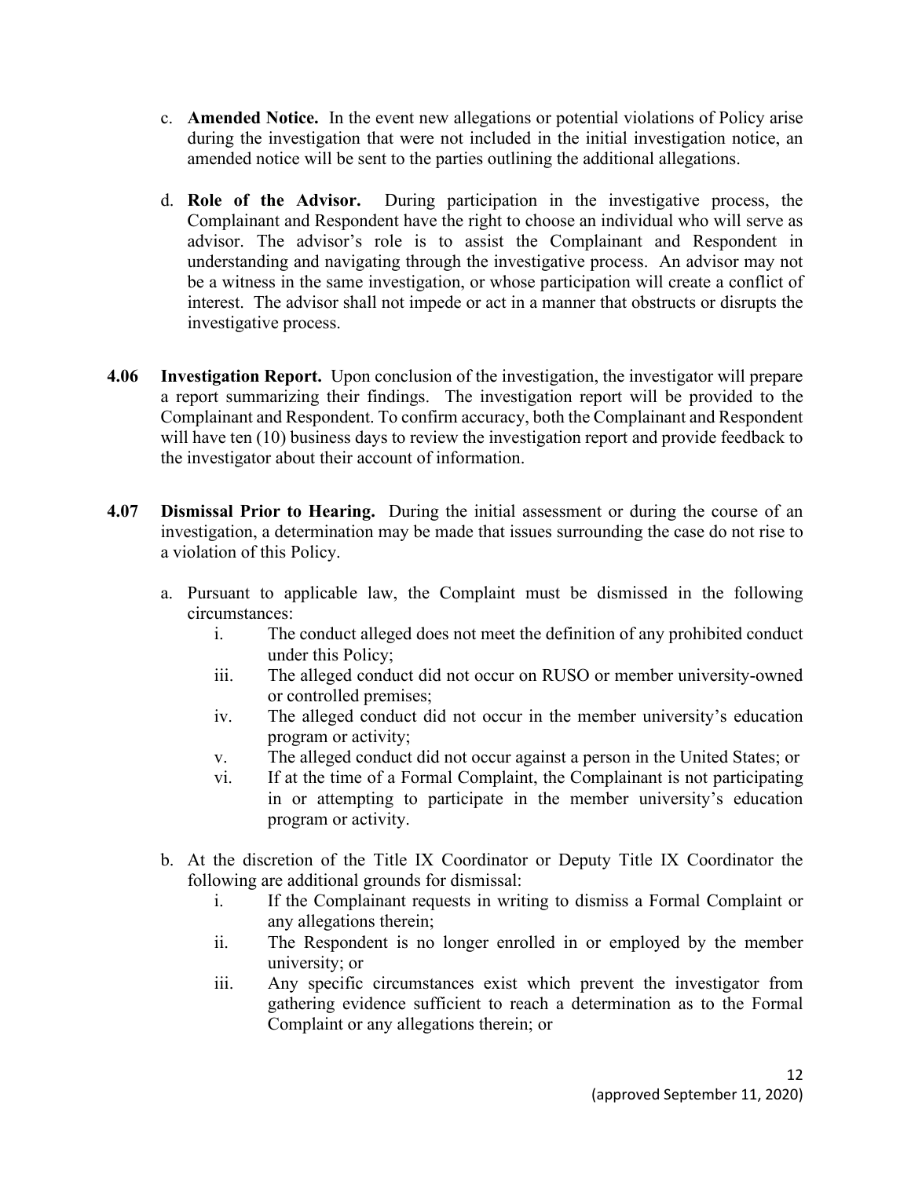c. **Amended Notice.** In the event new allegations or potential violations of Policy arise during the investigation that were not included in the initial investigation notice, an amended notice will be sent to the parties outlining the additional allegations.

d. **Role of the Advisor.** During participation in the investigative process, the Complainant and Respondent have the right to choose an individual who will serve as advisor. The advisor's role is to assist the Complainant and Respondent in understanding and navigating through the investigative process. An advisor may not be a witness in the same investigation, or whose participation will create a conflict of interest. The advisor shall not impede or act in a manner that obstructs or disrupts the investigative process.

**4.06 Investigation Report.** Upon conclusion of the investigation, the investigator will prepare a report summarizing their findings. The investigation report will be provided to the Complainant and Respondent. To confirm accuracy, both the Complainant and Respondent will have ten (10) business days to review the investigation report and provide feedback to the investigator about their account of information.

**4.07 Dismissal Prior to Hearing.** During the initial assessment or during the course of an investigation, a determination may be made that issues surrounding the case do not rise to a violation of this Policy.

a. Pursuant to applicable law, the Complaint must be dismissed in the following circumstances:
   - i. The conduct alleged does not meet the definition of any prohibited conduct under this Policy;
   - iii. The alleged conduct did not occur on RUSO or member university-owned or controlled premises;
   - iv. The alleged conduct did not occur in the member university's education program or activity;
   - v. The alleged conduct did not occur against a person in the United States; or
   - vi. If at the time of a Formal Complaint, the Complainant is not participating in or attempting to participate in the member university's education program or activity.

b. At the discretion of the Title IX Coordinator or Deputy Title IX Coordinator the following are additional grounds for dismissal:
   - i. If the Complainant requests in writing to dismiss a Formal Complaint or any allegations therein;
   - ii. The Respondent is no longer enrolled in or employed by the member university; or
   - iii. Any specific circumstances exist which prevent the investigator from gathering evidence sufficient to reach a determination as to the Formal Complaint or any allegations therein; or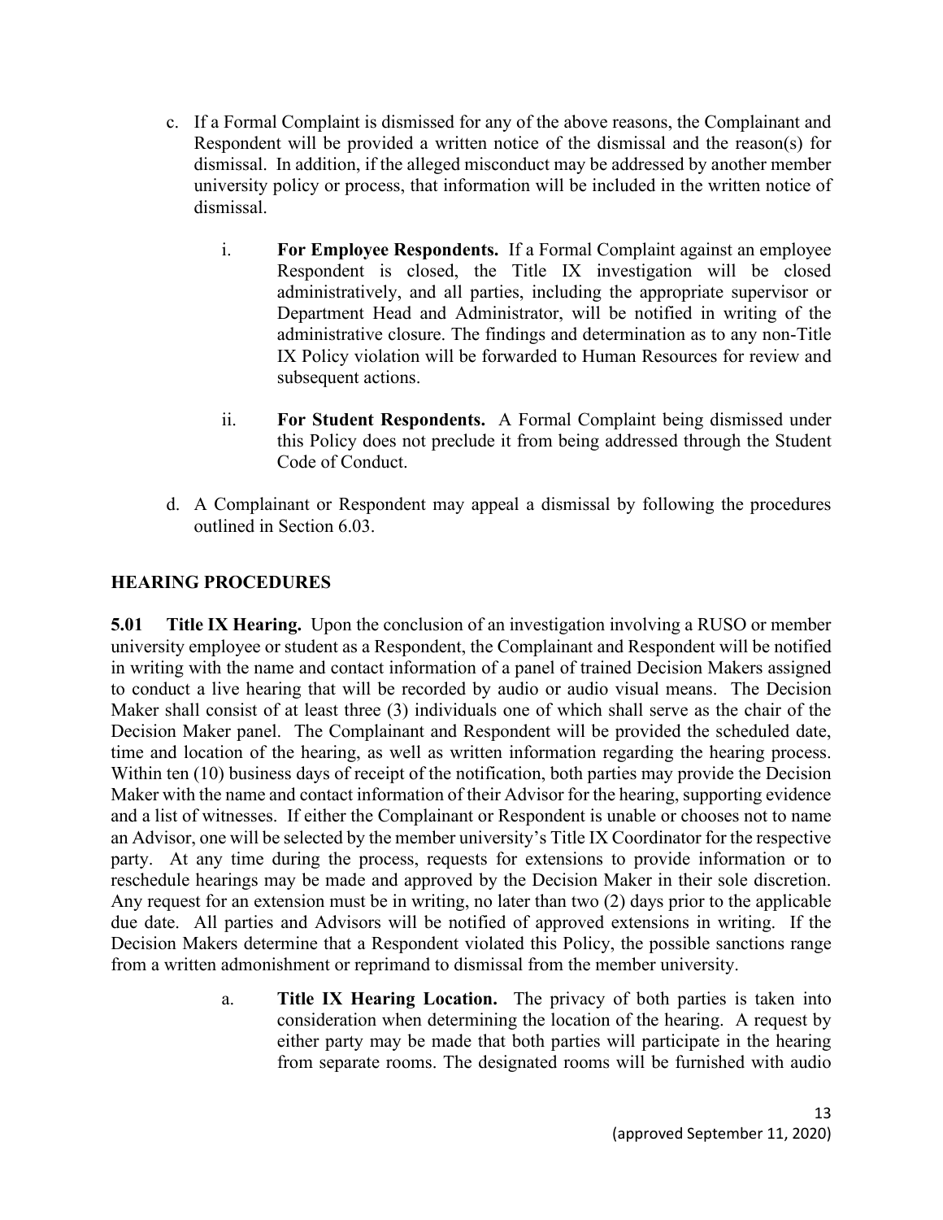c. If a Formal Complaint is dismissed for any of the above reasons, the Complainant and Respondent will be provided a written notice of the dismissal and the reason(s) for dismissal. In addition, if the alleged misconduct may be addressed by another member university policy or process, that information will be included in the written notice of dismissal.

   i. **For Employee Respondents.** If a Formal Complaint against an employee Respondent is closed, the Title IX investigation will be closed administratively, and all parties, including the appropriate supervisor or Department Head and Administrator, will be notified in writing of the administrative closure. The findings and determination as to any non-Title IX Policy violation will be forwarded to Human Resources for review and subsequent actions.

   ii. **For Student Respondents.** A Formal Complaint being dismissed under this Policy does not preclude it from being addressed through the Student Code of Conduct.

d. A Complainant or Respondent may appeal a dismissal by following the procedures outlined in Section 6.03.

## HEARING PROCEDURES

**5.01 Title IX Hearing.** Upon the conclusion of an investigation involving a RUSO or member university employee or student as a Respondent, the Complainant and Respondent will be notified in writing with the name and contact information of a panel of trained Decision Makers assigned to conduct a live hearing that will be recorded by audio or audio visual means. The Decision Maker shall consist of at least three (3) individuals one of which shall serve as the chair of the Decision Maker panel. The Complainant and Respondent will be provided the scheduled date, time and location of the hearing, as well as written information regarding the hearing process. Within ten (10) business days of receipt of the notification, both parties may provide the Decision Maker with the name and contact information of their Advisor for the hearing, supporting evidence and a list of witnesses. If either the Complainant or Respondent is unable or chooses not to name an Advisor, one will be selected by the member university's Title IX Coordinator for the respective party. At any time during the process, requests for extensions to provide information or to reschedule hearings may be made and approved by the Decision Maker in their sole discretion. Any request for an extension must be in writing, no later than two (2) days prior to the applicable due date. All parties and Advisors will be notified of approved extensions in writing. If the Decision Makers determine that a Respondent violated this Policy, the possible sanctions range from a written admonishment or reprimand to dismissal from the member university.

a. **Title IX Hearing Location.** The privacy of both parties is taken into consideration when determining the location of the hearing. A request by either party may be made that both parties will participate in the hearing from separate rooms. The designated rooms will be furnished with audio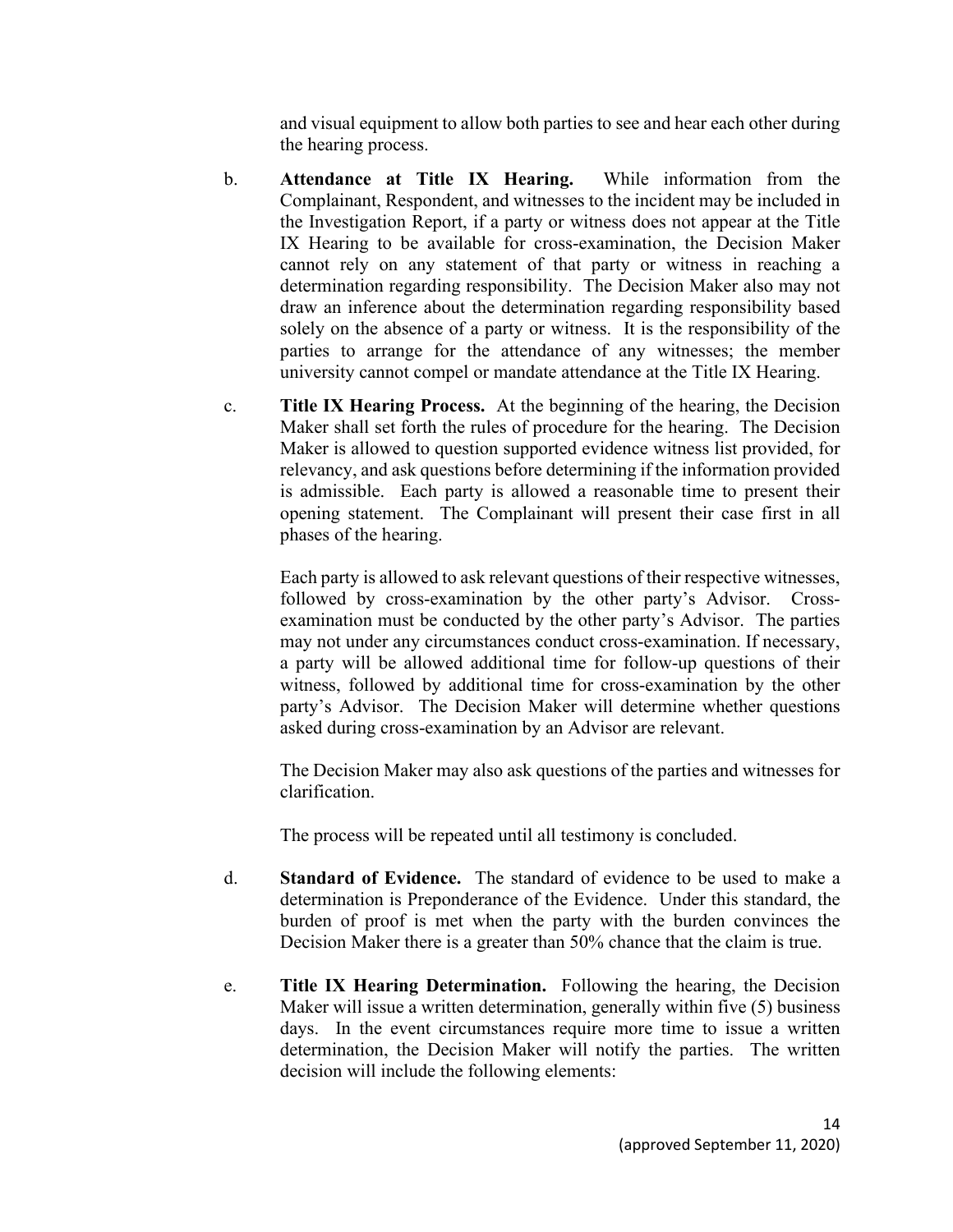and visual equipment to allow both parties to see and hear each other during the hearing process.

b. **Attendance at Title IX Hearing.** While information from the Complainant, Respondent, and witnesses to the incident may be included in the Investigation Report, if a party or witness does not appear at the Title IX Hearing to be available for cross-examination, the Decision Maker cannot rely on any statement of that party or witness in reaching a determination regarding responsibility. The Decision Maker also may not draw an inference about the determination regarding responsibility based solely on the absence of a party or witness. It is the responsibility of the parties to arrange for the attendance of any witnesses; the member university cannot compel or mandate attendance at the Title IX Hearing.

c. **Title IX Hearing Process.** At the beginning of the hearing, the Decision Maker shall set forth the rules of procedure for the hearing. The Decision Maker is allowed to question supported evidence witness list provided, for relevancy, and ask questions before determining if the information provided is admissible. Each party is allowed a reasonable time to present their opening statement. The Complainant will present their case first in all phases of the hearing.

Each party is allowed to ask relevant questions of their respective witnesses, followed by cross-examination by the other party's Advisor. Cross-examination must be conducted by the other party's Advisor. The parties may not under any circumstances conduct cross-examination. If necessary, a party will be allowed additional time for follow-up questions of their witness, followed by additional time for cross-examination by the other party's Advisor. The Decision Maker will determine whether questions asked during cross-examination by an Advisor are relevant.

The Decision Maker may also ask questions of the parties and witnesses for clarification.

The process will be repeated until all testimony is concluded.

d. **Standard of Evidence.** The standard of evidence to be used to make a determination is Preponderance of the Evidence. Under this standard, the burden of proof is met when the party with the burden convinces the Decision Maker there is a greater than 50% chance that the claim is true.

e. **Title IX Hearing Determination.** Following the hearing, the Decision Maker will issue a written determination, generally within five (5) business days. In the event circumstances require more time to issue a written determination, the Decision Maker will notify the parties. The written decision will include the following elements: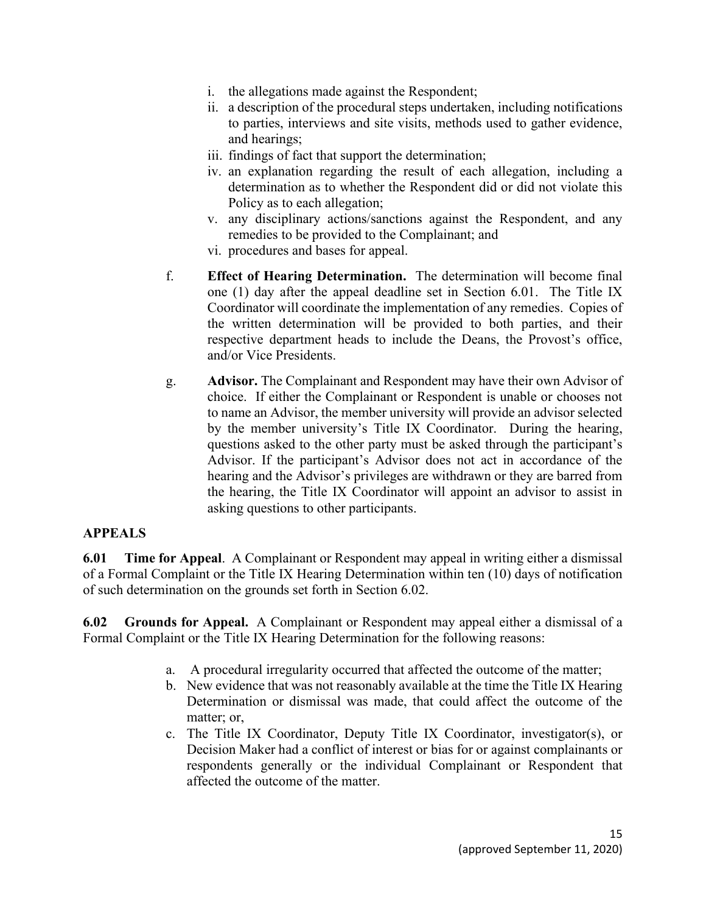i. the allegations made against the Respondent;
ii. a description of the procedural steps undertaken, including notifications to parties, interviews and site visits, methods used to gather evidence, and hearings;
iii. findings of fact that support the determination;
iv. an explanation regarding the result of each allegation, including a determination as to whether the Respondent did or did not violate this Policy as to each allegation;
v. any disciplinary actions/sanctions against the Respondent, and any remedies to be provided to the Complainant; and
vi. procedures and bases for appeal.

f. **Effect of Hearing Determination.** The determination will become final one (1) day after the appeal deadline set in Section 6.01. The Title IX Coordinator will coordinate the implementation of any remedies. Copies of the written determination will be provided to both parties, and their respective department heads to include the Deans, the Provost's office, and/or Vice Presidents.

g. **Advisor.** The Complainant and Respondent may have their own Advisor of choice. If either the Complainant or Respondent is unable or chooses not to name an Advisor, the member university will provide an advisor selected by the member university's Title IX Coordinator. During the hearing, questions asked to the other party must be asked through the participant's Advisor. If the participant's Advisor does not act in accordance of the hearing and the Advisor's privileges are withdrawn or they are barred from the hearing, the Title IX Coordinator will appoint an advisor to assist in asking questions to other participants.

## APPEALS

**6.01 Time for Appeal**. A Complainant or Respondent may appeal in writing either a dismissal of a Formal Complaint or the Title IX Hearing Determination within ten (10) days of notification of such determination on the grounds set forth in Section 6.02.

**6.02 Grounds for Appeal.** A Complainant or Respondent may appeal either a dismissal of a Formal Complaint or the Title IX Hearing Determination for the following reasons:

a. A procedural irregularity occurred that affected the outcome of the matter;
b. New evidence that was not reasonably available at the time the Title IX Hearing Determination or dismissal was made, that could affect the outcome of the matter; or,
c. The Title IX Coordinator, Deputy Title IX Coordinator, investigator(s), or Decision Maker had a conflict of interest or bias for or against complainants or respondents generally or the individual Complainant or Respondent that affected the outcome of the matter.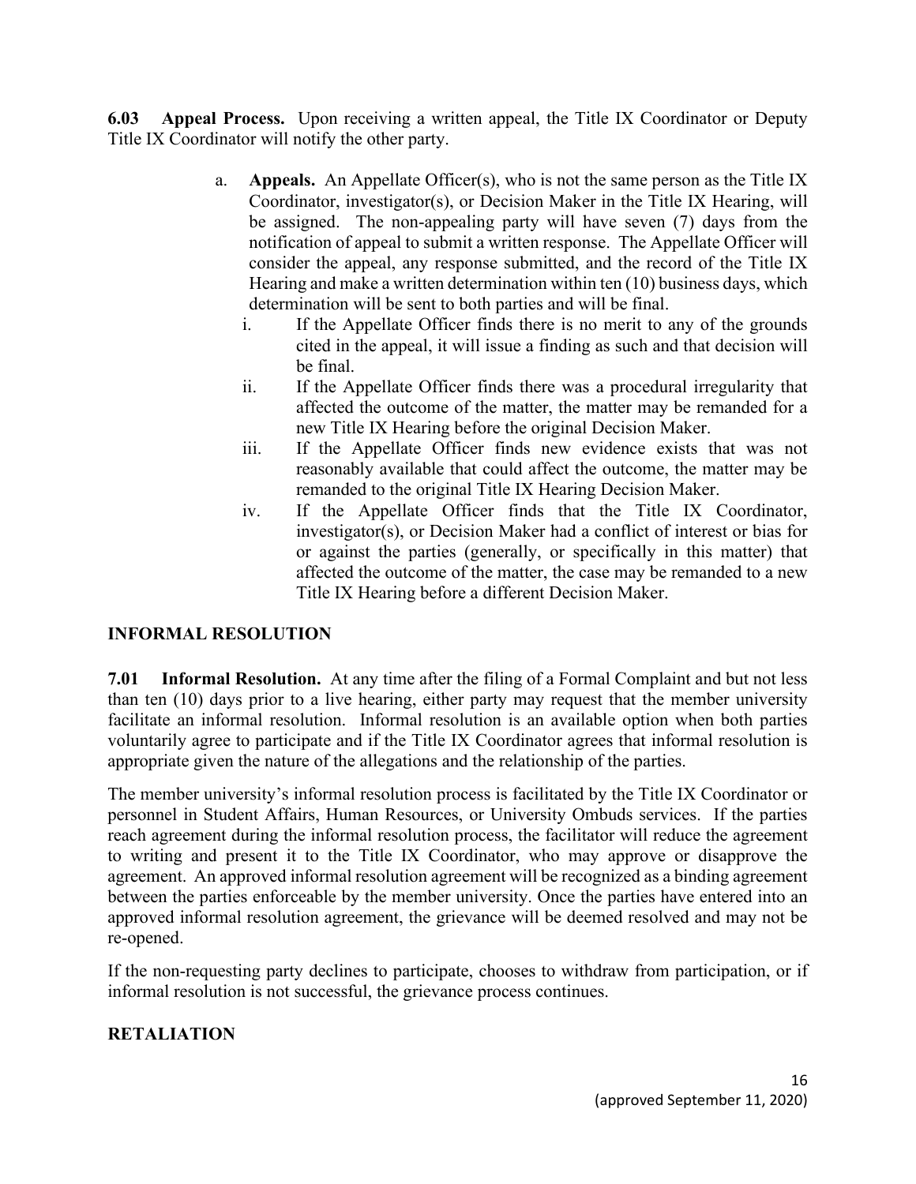**6.03 Appeal Process.** Upon receiving a written appeal, the Title IX Coordinator or Deputy Title IX Coordinator will notify the other party.

a. **Appeals.** An Appellate Officer(s), who is not the same person as the Title IX Coordinator, investigator(s), or Decision Maker in the Title IX Hearing, will be assigned. The non-appealing party will have seven (7) days from the notification of appeal to submit a written response. The Appellate Officer will consider the appeal, any response submitted, and the record of the Title IX Hearing and make a written determination within ten (10) business days, which determination will be sent to both parties and will be final.

   i. If the Appellate Officer finds there is no merit to any of the grounds cited in the appeal, it will issue a finding as such and that decision will be final.

   ii. If the Appellate Officer finds there was a procedural irregularity that affected the outcome of the matter, the matter may be remanded for a new Title IX Hearing before the original Decision Maker.

   iii. If the Appellate Officer finds new evidence exists that was not reasonably available that could affect the outcome, the matter may be remanded to the original Title IX Hearing Decision Maker.

   iv. If the Appellate Officer finds that the Title IX Coordinator, investigator(s), or Decision Maker had a conflict of interest or bias for or against the parties (generally, or specifically in this matter) that affected the outcome of the matter, the case may be remanded to a new Title IX Hearing before a different Decision Maker.

## INFORMAL RESOLUTION

**7.01 Informal Resolution.** At any time after the filing of a Formal Complaint and but not less than ten (10) days prior to a live hearing, either party may request that the member university facilitate an informal resolution. Informal resolution is an available option when both parties voluntarily agree to participate and if the Title IX Coordinator agrees that informal resolution is appropriate given the nature of the allegations and the relationship of the parties.

The member university's informal resolution process is facilitated by the Title IX Coordinator or personnel in Student Affairs, Human Resources, or University Ombuds services. If the parties reach agreement during the informal resolution process, the facilitator will reduce the agreement to writing and present it to the Title IX Coordinator, who may approve or disapprove the agreement. An approved informal resolution agreement will be recognized as a binding agreement between the parties enforceable by the member university. Once the parties have entered into an approved informal resolution agreement, the grievance will be deemed resolved and may not be re-opened.

If the non-requesting party declines to participate, chooses to withdraw from participation, or if informal resolution is not successful, the grievance process continues.

## RETALIATION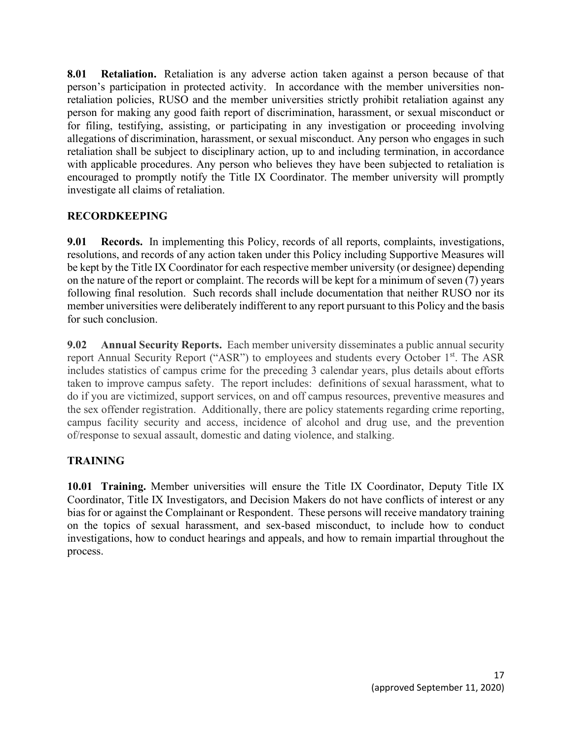**8.01 Retaliation.** Retaliation is any adverse action taken against a person because of that person's participation in protected activity. In accordance with the member universities non-retaliation policies, RUSO and the member universities strictly prohibit retaliation against any person for making any good faith report of discrimination, harassment, or sexual misconduct or for filing, testifying, assisting, or participating in any investigation or proceeding involving allegations of discrimination, harassment, or sexual misconduct. Any person who engages in such retaliation shall be subject to disciplinary action, up to and including termination, in accordance with applicable procedures. Any person who believes they have been subjected to retaliation is encouraged to promptly notify the Title IX Coordinator. The member university will promptly investigate all claims of retaliation.

## RECORDKEEPING

**9.01 Records.** In implementing this Policy, records of all reports, complaints, investigations, resolutions, and records of any action taken under this Policy including Supportive Measures will be kept by the Title IX Coordinator for each respective member university (or designee) depending on the nature of the report or complaint. The records will be kept for a minimum of seven (7) years following final resolution. Such records shall include documentation that neither RUSO nor its member universities were deliberately indifferent to any report pursuant to this Policy and the basis for such conclusion.

**9.02 Annual Security Reports.** Each member university disseminates a public annual security report Annual Security Report ("ASR") to employees and students every October 1st. The ASR includes statistics of campus crime for the preceding 3 calendar years, plus details about efforts taken to improve campus safety. The report includes: definitions of sexual harassment, what to do if you are victimized, support services, on and off campus resources, preventive measures and the sex offender registration. Additionally, there are policy statements regarding crime reporting, campus facility security and access, incidence of alcohol and drug use, and the prevention of/response to sexual assault, domestic and dating violence, and stalking.

## TRAINING

**10.01 Training.** Member universities will ensure the Title IX Coordinator, Deputy Title IX Coordinator, Title IX Investigators, and Decision Makers do not have conflicts of interest or any bias for or against the Complainant or Respondent. These persons will receive mandatory training on the topics of sexual harassment, and sex-based misconduct, to include how to conduct investigations, how to conduct hearings and appeals, and how to remain impartial throughout the process.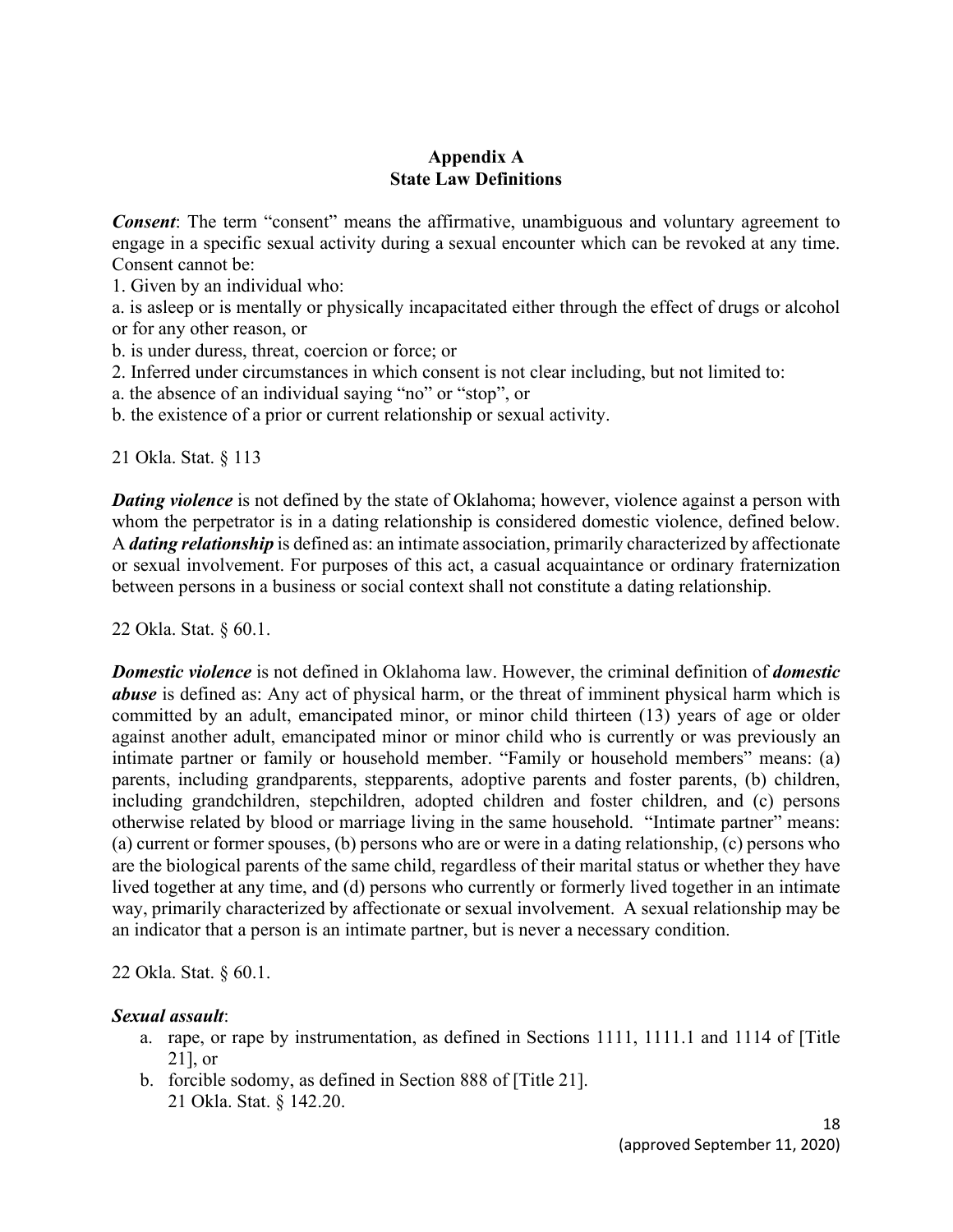## Appendix A
## State Law Definitions

***Consent***: The term "consent" means the affirmative, unambiguous and voluntary agreement to engage in a specific sexual activity during a sexual encounter which can be revoked at any time. Consent cannot be:

1. Given by an individual who:

a. is asleep or is mentally or physically incapacitated either through the effect of drugs or alcohol or for any other reason, or

b. is under duress, threat, coercion or force; or

2. Inferred under circumstances in which consent is not clear including, but not limited to:

a. the absence of an individual saying "no" or "stop", or

b. the existence of a prior or current relationship or sexual activity.

21 Okla. Stat. § 113

***Dating violence*** is not defined by the state of Oklahoma; however, violence against a person with whom the perpetrator is in a dating relationship is considered domestic violence, defined below. A ***dating relationship*** is defined as: an intimate association, primarily characterized by affectionate or sexual involvement. For purposes of this act, a casual acquaintance or ordinary fraternization between persons in a business or social context shall not constitute a dating relationship.

22 Okla. Stat. § 60.1.

***Domestic violence*** is not defined in Oklahoma law. However, the criminal definition of ***domestic abuse*** is defined as: Any act of physical harm, or the threat of imminent physical harm which is committed by an adult, emancipated minor, or minor child thirteen (13) years of age or older against another adult, emancipated minor or minor child who is currently or was previously an intimate partner or family or household member. "Family or household members" means: (a) parents, including grandparents, stepparents, adoptive parents and foster parents, (b) children, including grandchildren, stepchildren, adopted children and foster children, and (c) persons otherwise related by blood or marriage living in the same household. "Intimate partner" means: (a) current or former spouses, (b) persons who are or were in a dating relationship, (c) persons who are the biological parents of the same child, regardless of their marital status or whether they have lived together at any time, and (d) persons who currently or formerly lived together in an intimate way, primarily characterized by affectionate or sexual involvement. A sexual relationship may be an indicator that a person is an intimate partner, but is never a necessary condition.

22 Okla. Stat. § 60.1.

***Sexual assault***:

a. rape, or rape by instrumentation, as defined in Sections 1111, 1111.1 and 1114 of [Title 21], or
b. forcible sodomy, as defined in Section 888 of [Title 21].
   21 Okla. Stat. § 142.20.

(approved September 11, 2020)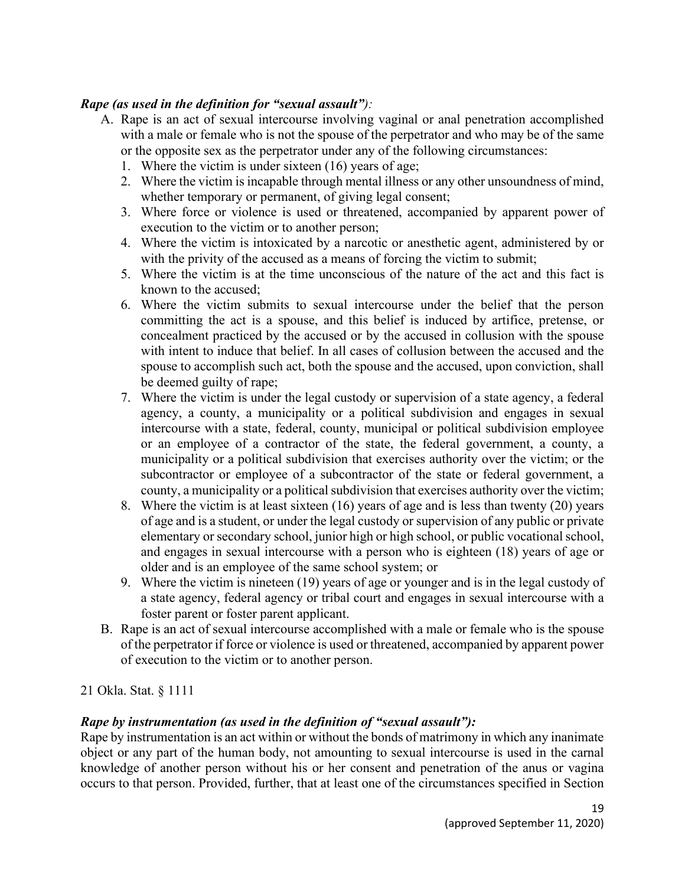***Rape (as used in the definition for "sexual assault")*:**

A. Rape is an act of sexual intercourse involving vaginal or anal penetration accomplished with a male or female who is not the spouse of the perpetrator and who may be of the same or the opposite sex as the perpetrator under any of the following circumstances:
   1. Where the victim is under sixteen (16) years of age;
   2. Where the victim is incapable through mental illness or any other unsoundness of mind, whether temporary or permanent, of giving legal consent;
   3. Where force or violence is used or threatened, accompanied by apparent power of execution to the victim or to another person;
   4. Where the victim is intoxicated by a narcotic or anesthetic agent, administered by or with the privity of the accused as a means of forcing the victim to submit;
   5. Where the victim is at the time unconscious of the nature of the act and this fact is known to the accused;
   6. Where the victim submits to sexual intercourse under the belief that the person committing the act is a spouse, and this belief is induced by artifice, pretense, or concealment practiced by the accused or by the accused in collusion with the spouse with intent to induce that belief. In all cases of collusion between the accused and the spouse to accomplish such act, both the spouse and the accused, upon conviction, shall be deemed guilty of rape;
   7. Where the victim is under the legal custody or supervision of a state agency, a federal agency, a county, a municipality or a political subdivision and engages in sexual intercourse with a state, federal, county, municipal or political subdivision employee or an employee of a contractor of the state, the federal government, a county, a municipality or a political subdivision that exercises authority over the victim; or the subcontractor or employee of a subcontractor of the state or federal government, a county, a municipality or a political subdivision that exercises authority over the victim;
   8. Where the victim is at least sixteen (16) years of age and is less than twenty (20) years of age and is a student, or under the legal custody or supervision of any public or private elementary or secondary school, junior high or high school, or public vocational school, and engages in sexual intercourse with a person who is eighteen (18) years of age or older and is an employee of the same school system; or
   9. Where the victim is nineteen (19) years of age or younger and is in the legal custody of a state agency, federal agency or tribal court and engages in sexual intercourse with a foster parent or foster parent applicant.

B. Rape is an act of sexual intercourse accomplished with a male or female who is the spouse of the perpetrator if force or violence is used or threatened, accompanied by apparent power of execution to the victim or to another person.

21 Okla. Stat. § 1111

***Rape by instrumentation (as used in the definition of "sexual assault"):***

Rape by instrumentation is an act within or without the bonds of matrimony in which any inanimate object or any part of the human body, not amounting to sexual intercourse is used in the carnal knowledge of another person without his or her consent and penetration of the anus or vagina occurs to that person. Provided, further, that at least one of the circumstances specified in Section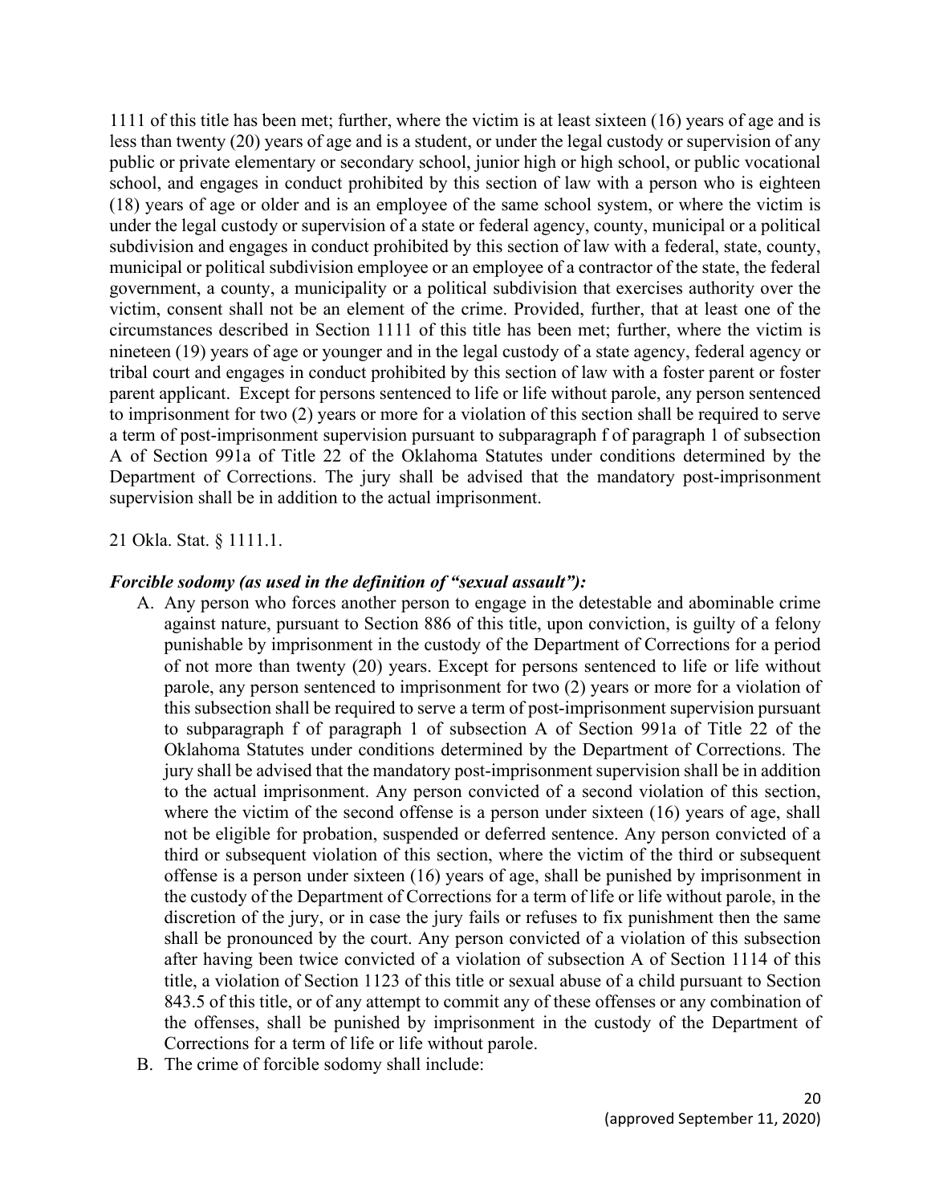1111 of this title has been met; further, where the victim is at least sixteen (16) years of age and is less than twenty (20) years of age and is a student, or under the legal custody or supervision of any public or private elementary or secondary school, junior high or high school, or public vocational school, and engages in conduct prohibited by this section of law with a person who is eighteen (18) years of age or older and is an employee of the same school system, or where the victim is under the legal custody or supervision of a state or federal agency, county, municipal or a political subdivision and engages in conduct prohibited by this section of law with a federal, state, county, municipal or political subdivision employee or an employee of a contractor of the state, the federal government, a county, a municipality or a political subdivision that exercises authority over the victim, consent shall not be an element of the crime. Provided, further, that at least one of the circumstances described in Section 1111 of this title has been met; further, where the victim is nineteen (19) years of age or younger and in the legal custody of a state agency, federal agency or tribal court and engages in conduct prohibited by this section of law with a foster parent or foster parent applicant. Except for persons sentenced to life or life without parole, any person sentenced to imprisonment for two (2) years or more for a violation of this section shall be required to serve a term of post-imprisonment supervision pursuant to subparagraph f of paragraph 1 of subsection A of Section 991a of Title 22 of the Oklahoma Statutes under conditions determined by the Department of Corrections. The jury shall be advised that the mandatory post-imprisonment supervision shall be in addition to the actual imprisonment.

21 Okla. Stat. § 1111.1.

***Forcible sodomy (as used in the definition of "sexual assault"):***

A. Any person who forces another person to engage in the detestable and abominable crime against nature, pursuant to Section 886 of this title, upon conviction, is guilty of a felony punishable by imprisonment in the custody of the Department of Corrections for a period of not more than twenty (20) years. Except for persons sentenced to life or life without parole, any person sentenced to imprisonment for two (2) years or more for a violation of this subsection shall be required to serve a term of post-imprisonment supervision pursuant to subparagraph f of paragraph 1 of subsection A of Section 991a of Title 22 of the Oklahoma Statutes under conditions determined by the Department of Corrections. The jury shall be advised that the mandatory post-imprisonment supervision shall be in addition to the actual imprisonment. Any person convicted of a second violation of this section, where the victim of the second offense is a person under sixteen (16) years of age, shall not be eligible for probation, suspended or deferred sentence. Any person convicted of a third or subsequent violation of this section, where the victim of the third or subsequent offense is a person under sixteen (16) years of age, shall be punished by imprisonment in the custody of the Department of Corrections for a term of life or life without parole, in the discretion of the jury, or in case the jury fails or refuses to fix punishment then the same shall be pronounced by the court. Any person convicted of a violation of this subsection after having been twice convicted of a violation of subsection A of Section 1114 of this title, a violation of Section 1123 of this title or sexual abuse of a child pursuant to Section 843.5 of this title, or of any attempt to commit any of these offenses or any combination of the offenses, shall be punished by imprisonment in the custody of the Department of Corrections for a term of life or life without parole.

B. The crime of forcible sodomy shall include: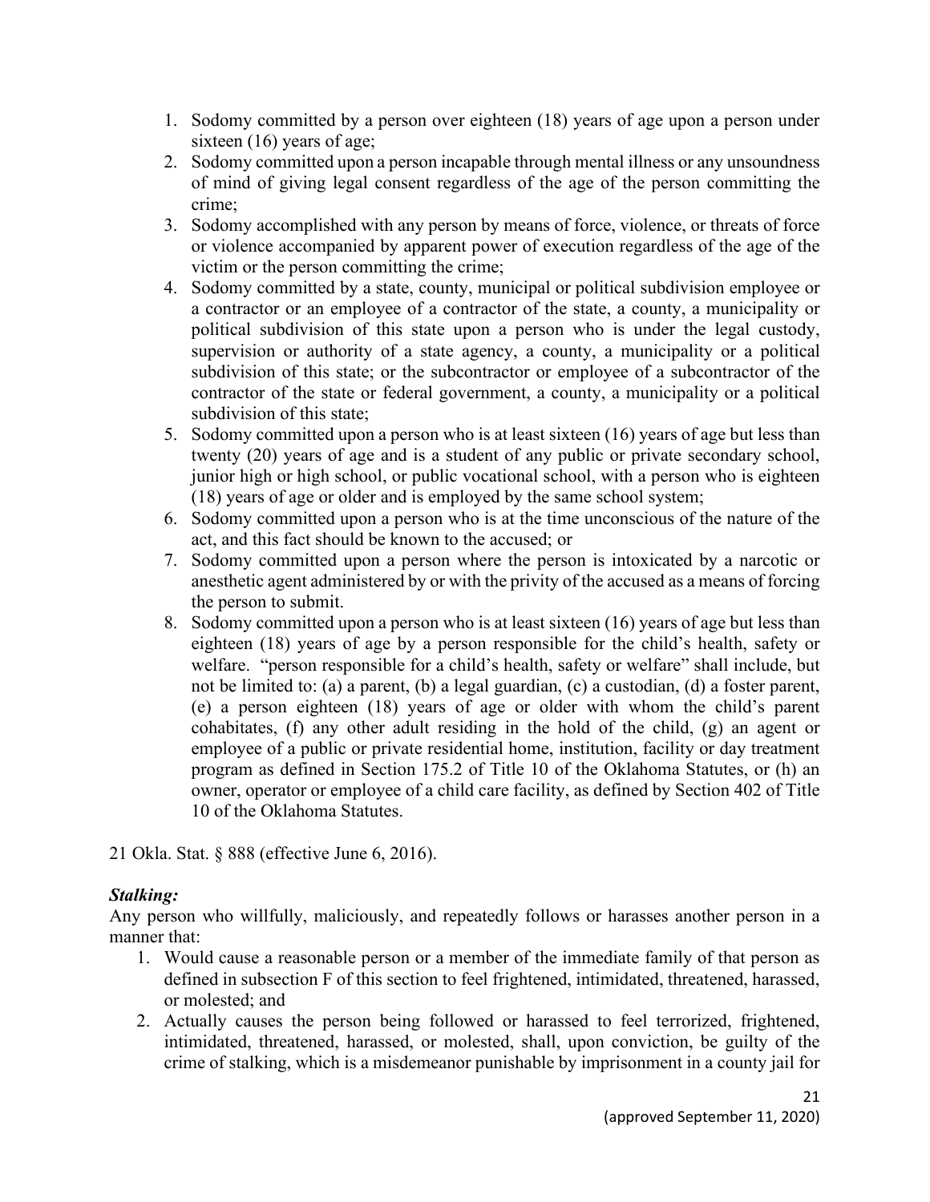1. Sodomy committed by a person over eighteen (18) years of age upon a person under sixteen (16) years of age;
2. Sodomy committed upon a person incapable through mental illness or any unsoundness of mind of giving legal consent regardless of the age of the person committing the crime;
3. Sodomy accomplished with any person by means of force, violence, or threats of force or violence accompanied by apparent power of execution regardless of the age of the victim or the person committing the crime;
4. Sodomy committed by a state, county, municipal or political subdivision employee or a contractor or an employee of a contractor of the state, a county, a municipality or political subdivision of this state upon a person who is under the legal custody, supervision or authority of a state agency, a county, a municipality or a political subdivision of this state; or the subcontractor or employee of a subcontractor of the contractor of the state or federal government, a county, a municipality or a political subdivision of this state;
5. Sodomy committed upon a person who is at least sixteen (16) years of age but less than twenty (20) years of age and is a student of any public or private secondary school, junior high or high school, or public vocational school, with a person who is eighteen (18) years of age or older and is employed by the same school system;
6. Sodomy committed upon a person who is at the time unconscious of the nature of the act, and this fact should be known to the accused; or
7. Sodomy committed upon a person where the person is intoxicated by a narcotic or anesthetic agent administered by or with the privity of the accused as a means of forcing the person to submit.
8. Sodomy committed upon a person who is at least sixteen (16) years of age but less than eighteen (18) years of age by a person responsible for the child's health, safety or welfare. "person responsible for a child's health, safety or welfare" shall include, but not be limited to: (a) a parent, (b) a legal guardian, (c) a custodian, (d) a foster parent, (e) a person eighteen (18) years of age or older with whom the child's parent cohabitates, (f) any other adult residing in the hold of the child, (g) an agent or employee of a public or private residential home, institution, facility or day treatment program as defined in Section 175.2 of Title 10 of the Oklahoma Statutes, or (h) an owner, operator or employee of a child care facility, as defined by Section 402 of Title 10 of the Oklahoma Statutes.

21 Okla. Stat. § 888 (effective June 6, 2016).

***Stalking:***

Any person who willfully, maliciously, and repeatedly follows or harasses another person in a manner that:

1. Would cause a reasonable person or a member of the immediate family of that person as defined in subsection F of this section to feel frightened, intimidated, threatened, harassed, or molested; and
2. Actually causes the person being followed or harassed to feel terrorized, frightened, intimidated, threatened, harassed, or molested, shall, upon conviction, be guilty of the crime of stalking, which is a misdemeanor punishable by imprisonment in a county jail for

(approved September 11, 2020)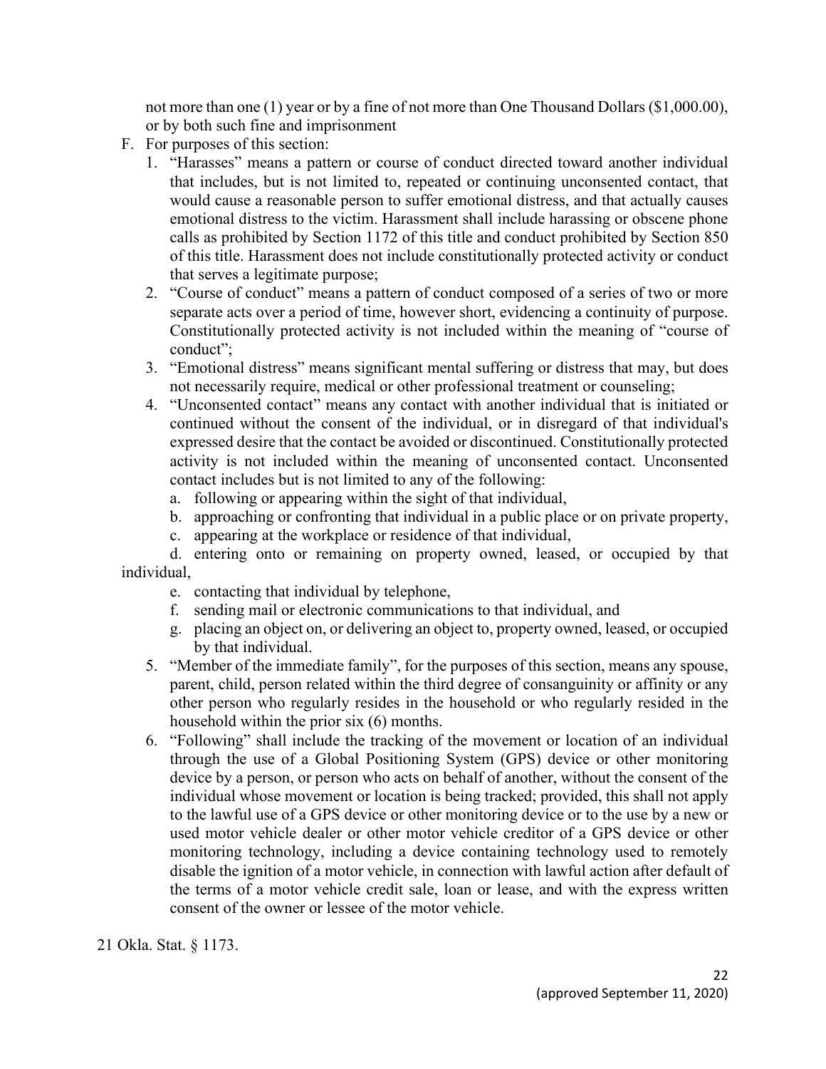not more than one (1) year or by a fine of not more than One Thousand Dollars ($1,000.00), or by both such fine and imprisonment

F. For purposes of this section:
   1. "Harasses" means a pattern or course of conduct directed toward another individual that includes, but is not limited to, repeated or continuing unconsented contact, that would cause a reasonable person to suffer emotional distress, and that actually causes emotional distress to the victim. Harassment shall include harassing or obscene phone calls as prohibited by Section 1172 of this title and conduct prohibited by Section 850 of this title. Harassment does not include constitutionally protected activity or conduct that serves a legitimate purpose;
   2. "Course of conduct" means a pattern of conduct composed of a series of two or more separate acts over a period of time, however short, evidencing a continuity of purpose. Constitutionally protected activity is not included within the meaning of "course of conduct";
   3. "Emotional distress" means significant mental suffering or distress that may, but does not necessarily require, medical or other professional treatment or counseling;
   4. "Unconsented contact" means any contact with another individual that is initiated or continued without the consent of the individual, or in disregard of that individual's expressed desire that the contact be avoided or discontinued. Constitutionally protected activity is not included within the meaning of unconsented contact. Unconsented contact includes but is not limited to any of the following:
      a. following or appearing within the sight of that individual,
      b. approaching or confronting that individual in a public place or on private property,
      c. appearing at the workplace or residence of that individual,
      d. entering onto or remaining on property owned, leased, or occupied by that individual,
      e. contacting that individual by telephone,
      f. sending mail or electronic communications to that individual, and
      g. placing an object on, or delivering an object to, property owned, leased, or occupied by that individual.
   5. "Member of the immediate family", for the purposes of this section, means any spouse, parent, child, person related within the third degree of consanguinity or affinity or any other person who regularly resides in the household or who regularly resided in the household within the prior six (6) months.
   6. "Following" shall include the tracking of the movement or location of an individual through the use of a Global Positioning System (GPS) device or other monitoring device by a person, or person who acts on behalf of another, without the consent of the individual whose movement or location is being tracked; provided, this shall not apply to the lawful use of a GPS device or other monitoring device or to the use by a new or used motor vehicle dealer or other motor vehicle creditor of a GPS device or other monitoring technology, including a device containing technology used to remotely disable the ignition of a motor vehicle, in connection with lawful action after default of the terms of a motor vehicle credit sale, loan or lease, and with the express written consent of the owner or lessee of the motor vehicle.

21 Okla. Stat. § 1173.